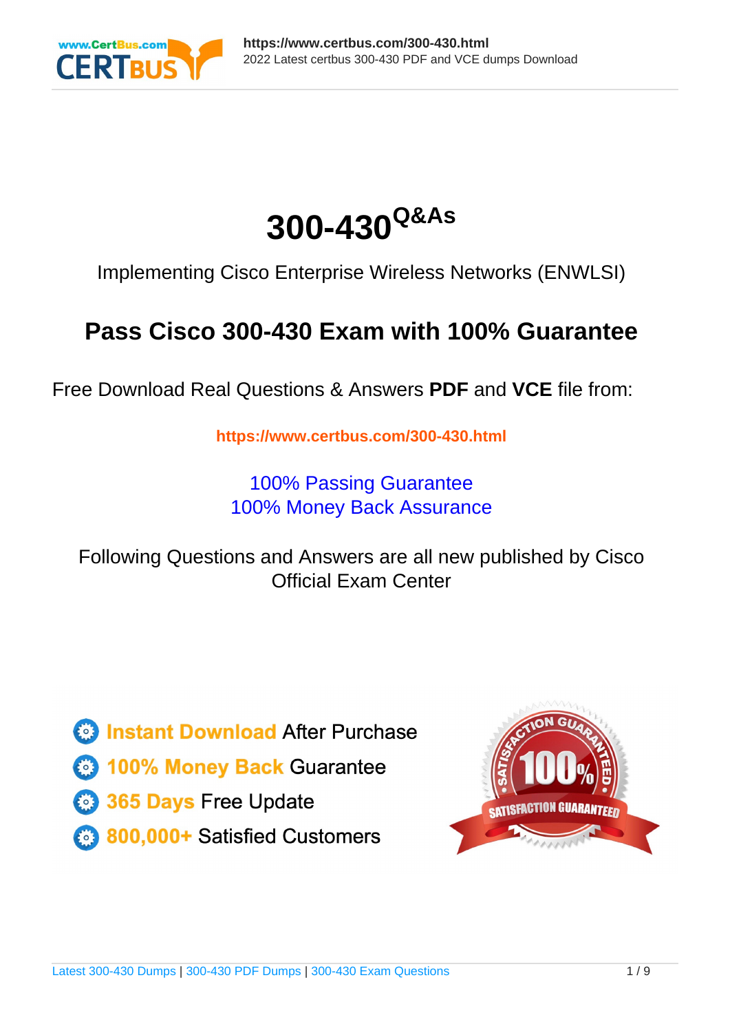# 300-430$^{Q\&As}$

Implementing Cisco Enterprise Wireless Networks (ENWLSI)

## Pass Cisco 300-430 Exam with 100% Guarantee

Free Download Real Questions & Answers **PDF** and **VCE** file from:

**https://www.certbus.com/300-430.html**

100% Passing Guarantee
100% Money Back Assurance

Following Questions and Answers are all new published by Cisco Official Exam Center

- **Instant Download** After Purchase
- **100% Money Back** Guarantee
- **365 Days** Free Update
- **800,000+** Satisfied Customers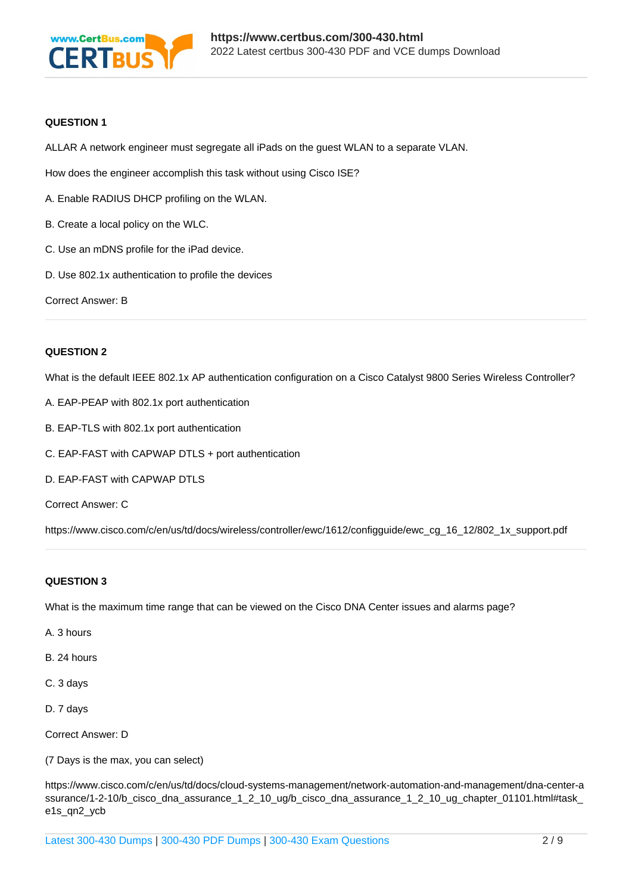**QUESTION 1**

ALLAR A network engineer must segregate all iPads on the guest WLAN to a separate VLAN.

How does the engineer accomplish this task without using Cisco ISE?

A. Enable RADIUS DHCP profiling on the WLAN.

B. Create a local policy on the WLC.

C. Use an mDNS profile for the iPad device.

D. Use 802.1x authentication to profile the devices

Correct Answer: B

---

**QUESTION 2**

What is the default IEEE 802.1x AP authentication configuration on a Cisco Catalyst 9800 Series Wireless Controller?

A. EAP-PEAP with 802.1x port authentication

B. EAP-TLS with 802.1x port authentication

C. EAP-FAST with CAPWAP DTLS + port authentication

D. EAP-FAST with CAPWAP DTLS

Correct Answer: C

https://www.cisco.com/c/en/us/td/docs/wireless/controller/ewc/1612/configguide/ewc_cg_16_12/802_1x_support.pdf

---

**QUESTION 3**

What is the maximum time range that can be viewed on the Cisco DNA Center issues and alarms page?

A. 3 hours

B. 24 hours

C. 3 days

D. 7 days

Correct Answer: D

(7 Days is the max, you can select)

https://www.cisco.com/c/en/us/td/docs/cloud-systems-management/network-automation-and-management/dna-center-assurance/1-2-10/b_cisco_dna_assurance_1_2_10_ug/b_cisco_dna_assurance_1_2_10_ug_chapter_01101.html#task_e1s_qn2_ycb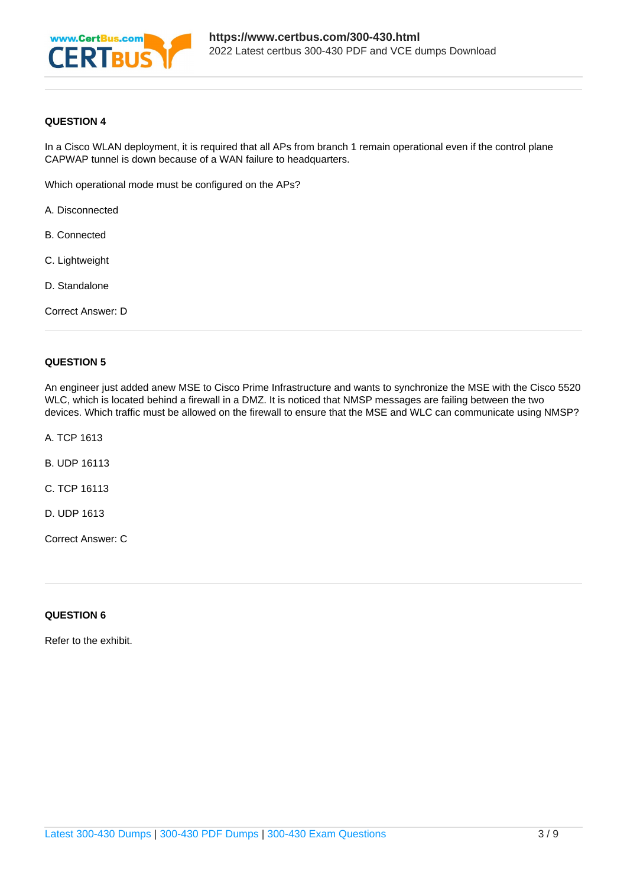**QUESTION 4**

In a Cisco WLAN deployment, it is required that all APs from branch 1 remain operational even if the control plane CAPWAP tunnel is down because of a WAN failure to headquarters.

Which operational mode must be configured on the APs?

A. Disconnected

B. Connected

C. Lightweight

D. Standalone

Correct Answer: D

---

**QUESTION 5**

An engineer just added anew MSE to Cisco Prime Infrastructure and wants to synchronize the MSE with the Cisco 5520 WLC, which is located behind a firewall in a DMZ. It is noticed that NMSP messages are failing between the two devices. Which traffic must be allowed on the firewall to ensure that the MSE and WLC can communicate using NMSP?

A. TCP 1613

B. UDP 16113

C. TCP 16113

D. UDP 1613

Correct Answer: C

---

**QUESTION 6**

Refer to the exhibit.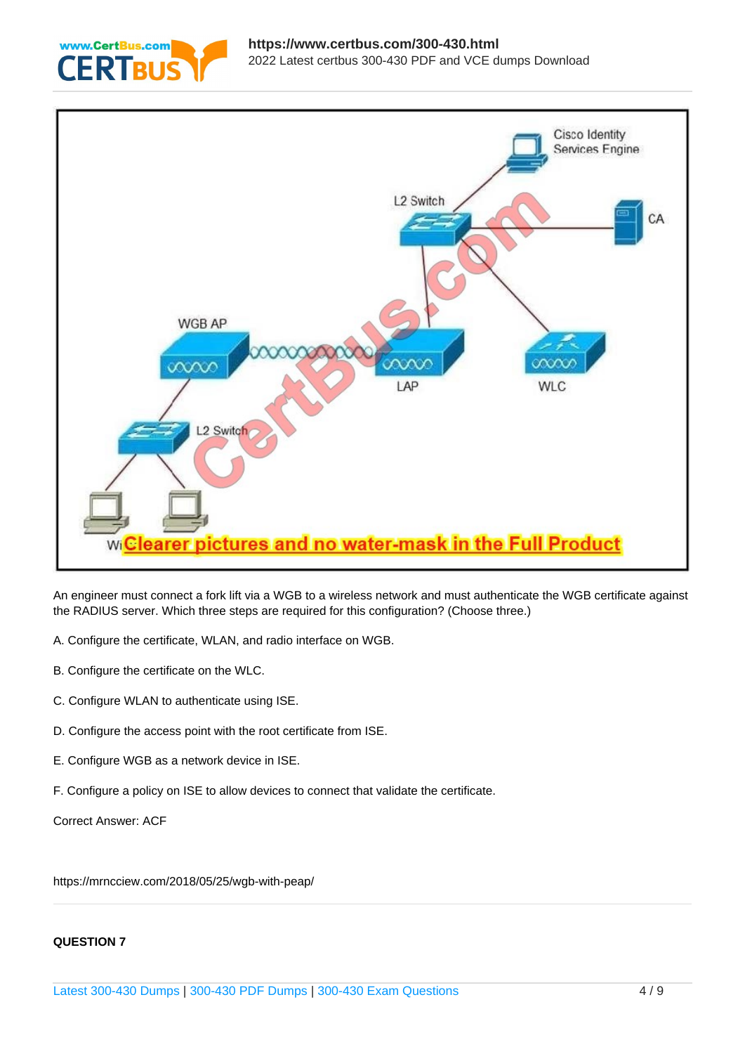Cisco Identity Services Engine

L2 Switch

CA

WGB AP

LAP

WLC

L2 Switch

Wi Clearer pictures and no water-mask in the Full Product

An engineer must connect a fork lift via a WGB to a wireless network and must authenticate the WGB certificate against the RADIUS server. Which three steps are required for this configuration? (Choose three.)

A. Configure the certificate, WLAN, and radio interface on WGB.

B. Configure the certificate on the WLC.

C. Configure WLAN to authenticate using ISE.

D. Configure the access point with the root certificate from ISE.

E. Configure WGB as a network device in ISE.

F. Configure a policy on ISE to allow devices to connect that validate the certificate.

Correct Answer: ACF

https://mrncciew.com/2018/05/25/wgb-with-peap/

**QUESTION 7**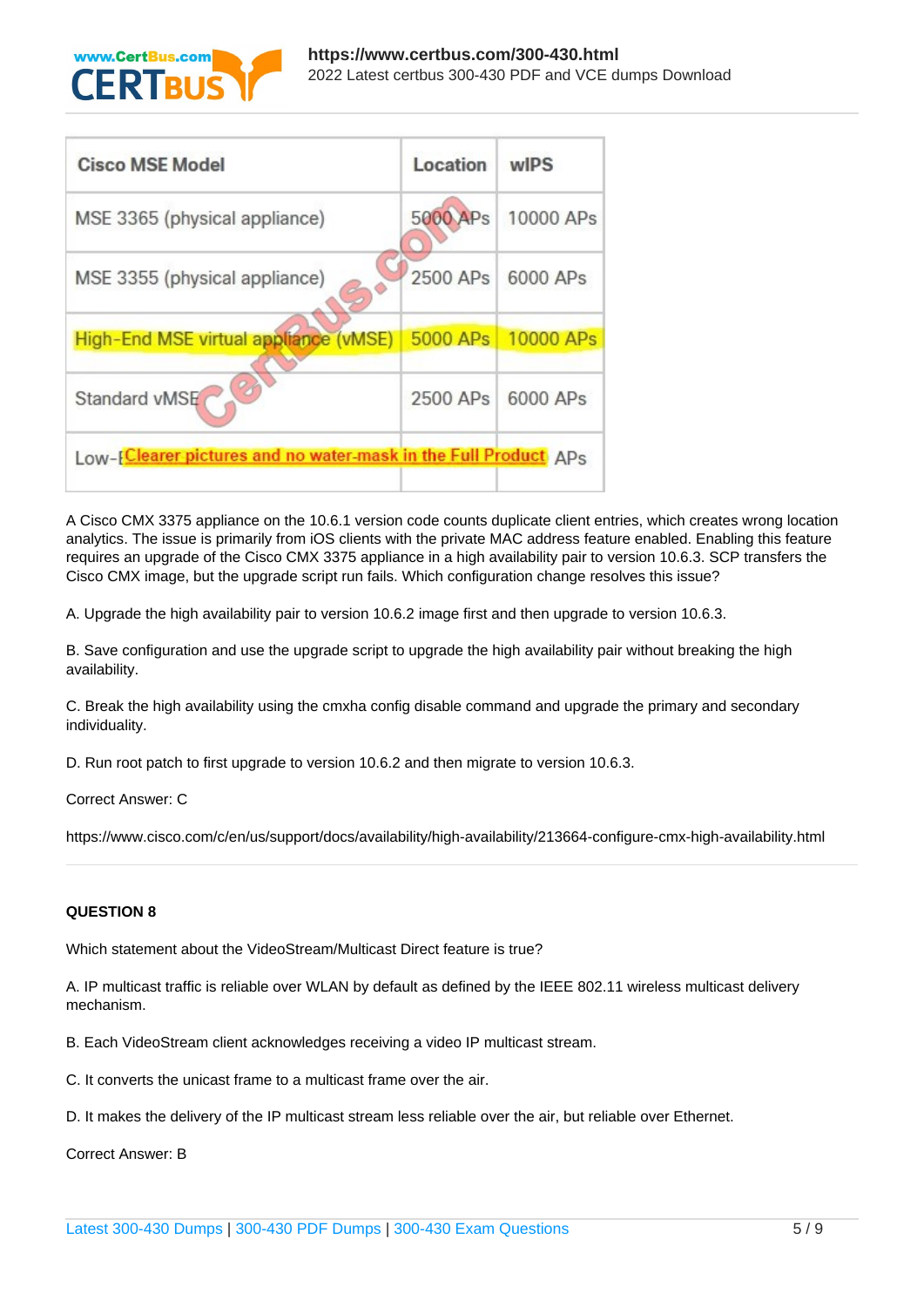| Cisco MSE Model | Location | wIPS |
|---|---|---|
| MSE 3365 (physical appliance) | 5000 APs | 10000 APs |
| MSE 3355 (physical appliance) | 2500 APs | 6000 APs |
| High-End MSE virtual appliance (vMSE) | 5000 APs | 10000 APs |
| Standard vMSE | 2500 APs | 6000 APs |
| Low-[Clearer pictures and no water-mask in the Full Product | | APs |

A Cisco CMX 3375 appliance on the 10.6.1 version code counts duplicate client entries, which creates wrong location analytics. The issue is primarily from iOS clients with the private MAC address feature enabled. Enabling this feature requires an upgrade of the Cisco CMX 3375 appliance in a high availability pair to version 10.6.3. SCP transfers the Cisco CMX image, but the upgrade script run fails. Which configuration change resolves this issue?

A. Upgrade the high availability pair to version 10.6.2 image first and then upgrade to version 10.6.3.

B. Save configuration and use the upgrade script to upgrade the high availability pair without breaking the high availability.

C. Break the high availability using the cmxha config disable command and upgrade the primary and secondary individuality.

D. Run root patch to first upgrade to version 10.6.2 and then migrate to version 10.6.3.

Correct Answer: C

https://www.cisco.com/c/en/us/support/docs/availability/high-availability/213664-configure-cmx-high-availability.html

**QUESTION 8**

Which statement about the VideoStream/Multicast Direct feature is true?

A. IP multicast traffic is reliable over WLAN by default as defined by the IEEE 802.11 wireless multicast delivery mechanism.

B. Each VideoStream client acknowledges receiving a video IP multicast stream.

C. It converts the unicast frame to a multicast frame over the air.

D. It makes the delivery of the IP multicast stream less reliable over the air, but reliable over Ethernet.

Correct Answer: B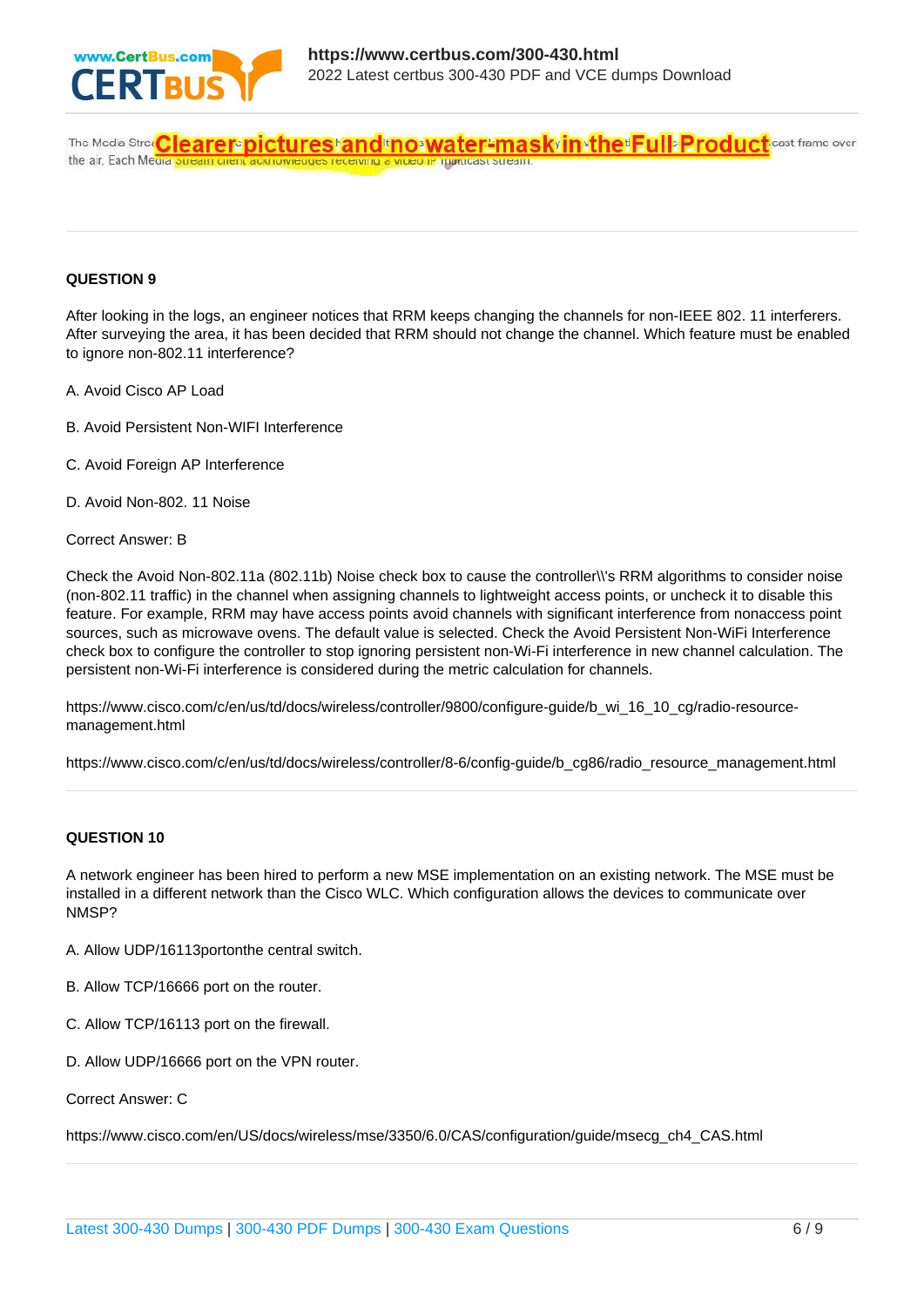The Media Stream... Clearer pictures and no water-mask in the Full Product ...cast frame over the air. Each Media Stream client acknowledges receiving a video IP multicast stream.

### QUESTION 9

After looking in the logs, an engineer notices that RRM keeps changing the channels for non-IEEE 802. 11 interferers. After surveying the area, it has been decided that RRM should not change the channel. Which feature must be enabled to ignore non-802.11 interference?

A. Avoid Cisco AP Load

B. Avoid Persistent Non-WIFI Interference

C. Avoid Foreign AP Interference

D. Avoid Non-802. 11 Noise

Correct Answer: B

Check the Avoid Non-802.11a (802.11b) Noise check box to cause the controller\\'s RRM algorithms to consider noise (non-802.11 traffic) in the channel when assigning channels to lightweight access points, or uncheck it to disable this feature. For example, RRM may have access points avoid channels with significant interference from nonaccess point sources, such as microwave ovens. The default value is selected. Check the Avoid Persistent Non-WiFi Interference check box to configure the controller to stop ignoring persistent non-Wi-Fi interference in new channel calculation. The persistent non-Wi-Fi interference is considered during the metric calculation for channels.

https://www.cisco.com/c/en/us/td/docs/wireless/controller/9800/configure-guide/b_wi_16_10_cg/radio-resource-management.html

https://www.cisco.com/c/en/us/td/docs/wireless/controller/8-6/config-guide/b_cg86/radio_resource_management.html

### QUESTION 10

A network engineer has been hired to perform a new MSE implementation on an existing network. The MSE must be installed in a different network than the Cisco WLC. Which configuration allows the devices to communicate over NMSP?

A. Allow UDP/16113portonthe central switch.

B. Allow TCP/16666 port on the router.

C. Allow TCP/16113 port on the firewall.

D. Allow UDP/16666 port on the VPN router.

Correct Answer: C

https://www.cisco.com/en/US/docs/wireless/mse/3350/6.0/CAS/configuration/guide/msecg_ch4_CAS.html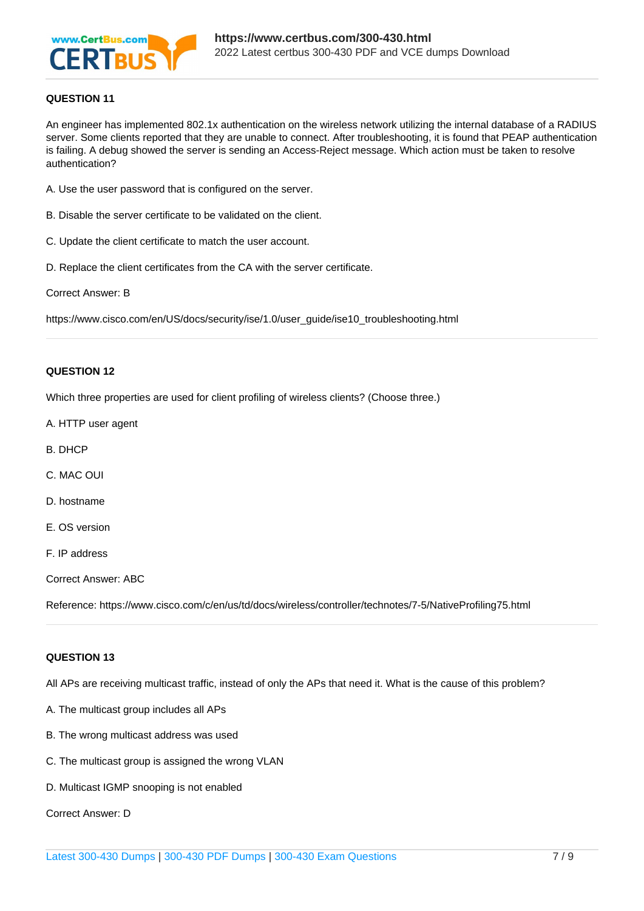**QUESTION 11**

An engineer has implemented 802.1x authentication on the wireless network utilizing the internal database of a RADIUS server. Some clients reported that they are unable to connect. After troubleshooting, it is found that PEAP authentication is failing. A debug showed the server is sending an Access-Reject message. Which action must be taken to resolve authentication?

A. Use the user password that is configured on the server.

B. Disable the server certificate to be validated on the client.

C. Update the client certificate to match the user account.

D. Replace the client certificates from the CA with the server certificate.

Correct Answer: B

https://www.cisco.com/en/US/docs/security/ise/1.0/user_guide/ise10_troubleshooting.html

**QUESTION 12**

Which three properties are used for client profiling of wireless clients? (Choose three.)

A. HTTP user agent

B. DHCP

C. MAC OUI

D. hostname

E. OS version

F. IP address

Correct Answer: ABC

Reference: https://www.cisco.com/c/en/us/td/docs/wireless/controller/technotes/7-5/NativeProfiling75.html

**QUESTION 13**

All APs are receiving multicast traffic, instead of only the APs that need it. What is the cause of this problem?

A. The multicast group includes all APs

B. The wrong multicast address was used

C. The multicast group is assigned the wrong VLAN

D. Multicast IGMP snooping is not enabled

Correct Answer: D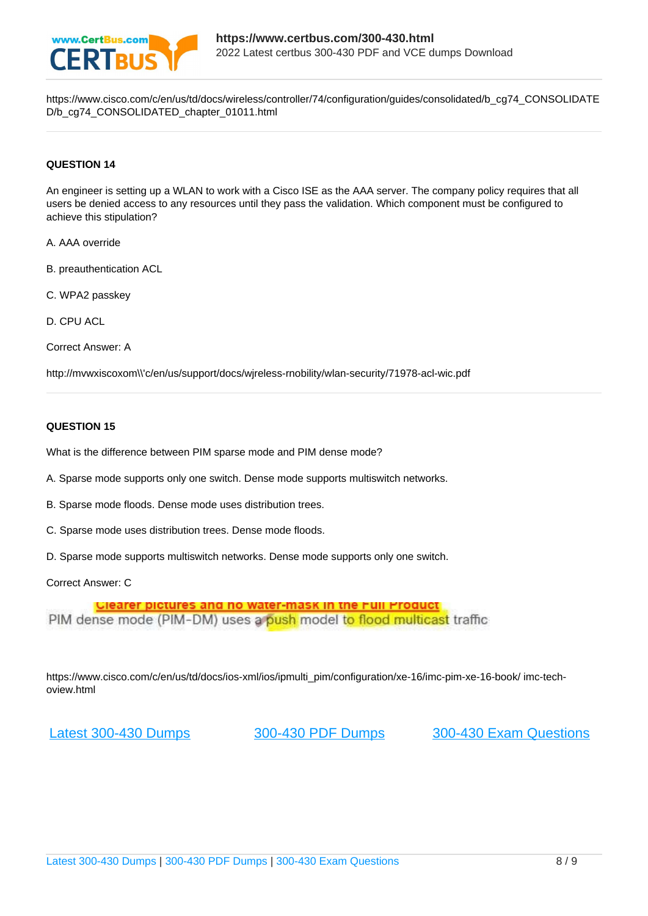https://www.cisco.com/c/en/us/td/docs/wireless/controller/74/configuration/guides/consolidated/b_cg74_CONSOLIDATED/b_cg74_CONSOLIDATED_chapter_01011.html

**QUESTION 14**

An engineer is setting up a WLAN to work with a Cisco ISE as the AAA server. The company policy requires that all users be denied access to any resources until they pass the validation. Which component must be configured to achieve this stipulation?

A. AAA override

B. preauthentication ACL

C. WPA2 passkey

D. CPU ACL

Correct Answer: A

http://mvwxiscoxom\\'c/en/us/support/docs/wjreless-rnobility/wlan-security/71978-acl-wic.pdf

**QUESTION 15**

What is the difference between PIM sparse mode and PIM dense mode?

A. Sparse mode supports only one switch. Dense mode supports multiswitch networks.

B. Sparse mode floods. Dense mode uses distribution trees.

C. Sparse mode uses distribution trees. Dense mode floods.

D. Sparse mode supports multiswitch networks. Dense mode supports only one switch.

Correct Answer: C

Clearer pictures and no water-mask in the Full Product

PIM dense mode (PIM-DM) uses a push model to flood multicast traffic

https://www.cisco.com/c/en/us/td/docs/ios-xml/ios/ipmulti_pim/configuration/xe-16/imc-pim-xe-16-book/ imc-tech-oview.html

Latest 300-430 Dumps | 300-430 PDF Dumps | 300-430 Exam Questions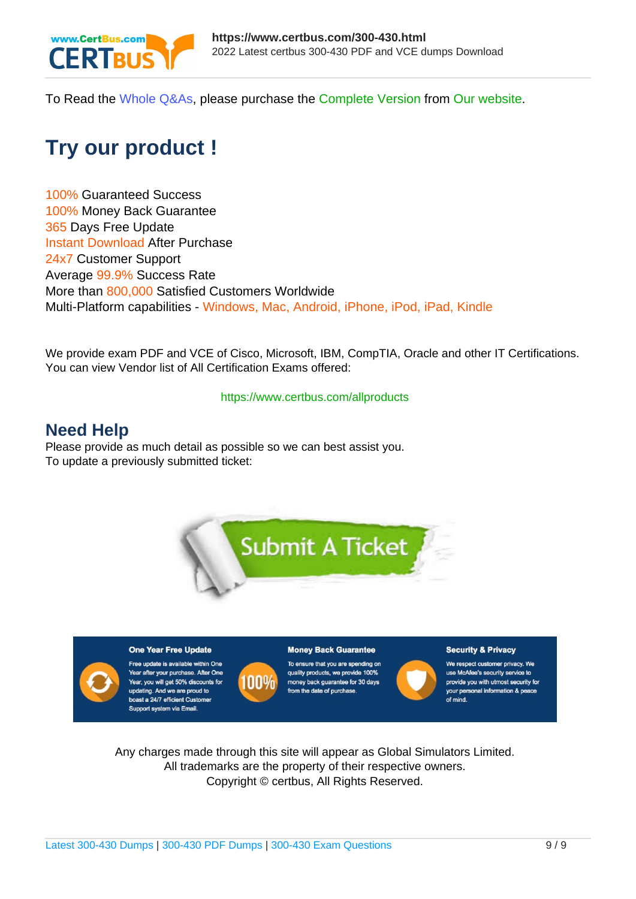To Read the Whole Q&As, please purchase the Complete Version from Our website.

# Try our product !

100% Guaranteed Success
100% Money Back Guarantee
365 Days Free Update
Instant Download After Purchase
24x7 Customer Support
Average 99.9% Success Rate
More than 800,000 Satisfied Customers Worldwide
Multi-Platform capabilities - Windows, Mac, Android, iPhone, iPod, iPad, Kindle

We provide exam PDF and VCE of Cisco, Microsoft, IBM, CompTIA, Oracle and other IT Certifications.
You can view Vendor list of All Certification Exams offered:

https://www.certbus.com/allproducts

## Need Help

Please provide as much detail as possible so we can best assist you.
To update a previously submitted ticket:

Submit A Ticket

**One Year Free Update**
Free update is available within One Year after your purchase. After One Year, you will get 50% discounts for updating. And we are proud to boast a 24/7 efficient Customer Support system via Email.

**Money Back Guarantee**
To ensure that you are spending on quality products, we provide 100% money back guarantee for 30 days from the date of purchase.

**Security & Privacy**
We respect customer privacy. We use McAfee's security service to provide you with utmost security for your personal information & peace of mind.

Any charges made through this site will appear as Global Simulators Limited.
All trademarks are the property of their respective owners.
Copyright © certbus, All Rights Reserved.